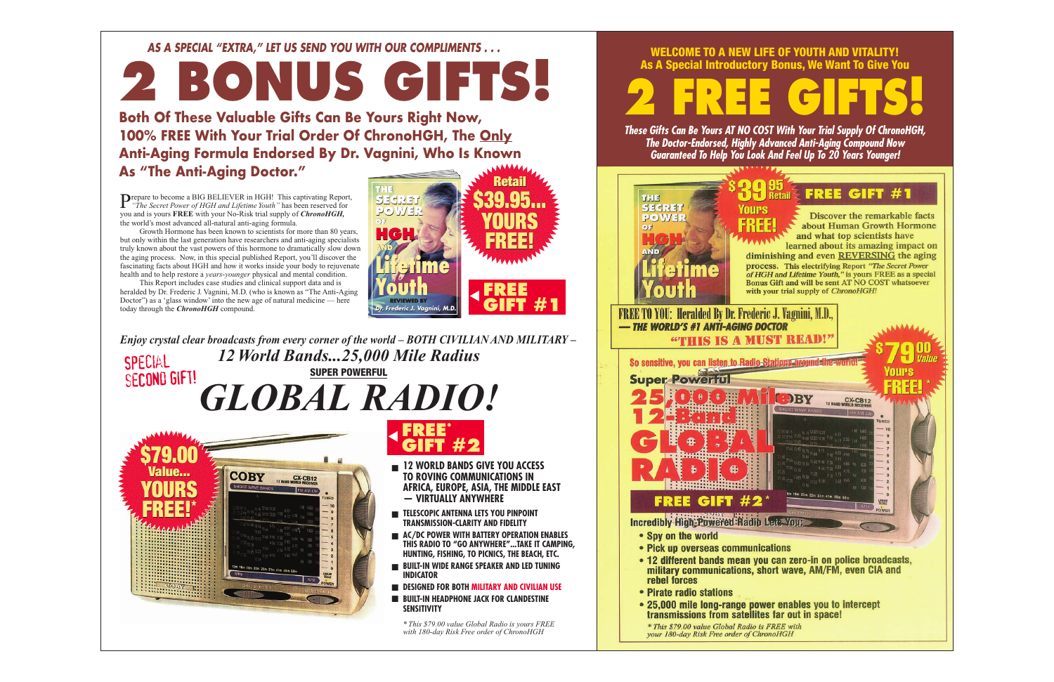*AS A SPECIAL "EXTRA," LET US SEND YOU WITH OUR COMPLIMENTS . . .*

# 2 BONUS GIFTS!

**Both Of These Valuable Gifts Can Be Yours Right Now, 100% FREE With Your Trial Order Of ChronoHGH, The Only Anti-Aging Formula Endorsed By Dr. Vagnini, Who Is Known As "The Anti-Aging Doctor."**

Prepare to become a BIG BELIEVER in HGH! This captivating Report, *"The Secret Power of HGH and Lifetime Youth"* has been reserved for you and is yours **FREE** with your No-Risk trial supply of ***ChronoHGH***, the world's most advanced all-natural anti-aging formula.

Growth Hormone has been known to scientists for more than 80 years, but only within the last generation have researchers and anti-aging specialists truly known about the vast powers of this hormone to dramatically slow down the aging process. Now, in this special published Report, you'll discover the fascinating facts about HGH and how it works inside your body to rejuvenate health and to help restore a *years-younger* physical and mental condition.

This Report includes case studies and clinical support data and is heralded by Dr. Frederic J. Vagnini, M.D. (who is known as "The Anti-Aging Doctor") as a 'glass window' into the new age of natural medicine — here today through the ***ChronoHGH*** compound.

THE SECRET POWER OF HGH AND Lifetime Youth — REVIEWED BY Dr. Frederic J. Vagnini, M.D.

**Retail $39.95... YOURS FREE!**

**FREE GIFT #1**

*Enjoy crystal clear broadcasts from every corner of the world – BOTH CIVILIAN AND MILITARY –*

*12 World Bands...25,000 Mile Radius*

SPECIAL SECOND GIFT!

**SUPER POWERFUL**

## *GLOBAL RADIO!*

**$79.00 Value... YOURS FREE!***

**FREE* GIFT #2**

- **12 WORLD BANDS GIVE YOU ACCESS TO ROVING COMMUNICATIONS IN AFRICA, EUROPE, ASIA, THE MIDDLE EAST — VIRTUALLY ANYWHERE**
- **TELESCOPIC ANTENNA LETS YOU PINPOINT TRANSMISSION-CLARITY AND FIDELITY**
- **AC/DC POWER WITH BATTERY OPERATION ENABLES THIS RADIO TO "GO ANYWHERE"...TAKE IT CAMPING, HUNTING, FISHING, TO PICNICS, THE BEACH, ETC.**
- **BUILT-IN WIDE RANGE SPEAKER AND LED TUNING INDICATOR**
- **DESIGNED FOR BOTH MILITARY AND CIVILIAN USE**
- **BUILT-IN HEADPHONE JACK FOR CLANDESTINE SENSITIVITY**

*\* This $79.00 value Global Radio is yours FREE with 180-day Risk Free order of ChronoHGH*

**WELCOME TO A NEW LIFE OF YOUTH AND VITALITY!**
**As A Special Introductory Bonus, We Want To Give You**

# 2 FREE GIFTS!

***These Gifts Can Be Yours AT NO COST With Your Trial Supply Of ChronoHGH, The Doctor-Endorsed, Highly Advanced Anti-Aging Compound Now Guaranteed To Help You Look And Feel Up To 20 Years Younger!***

**$39.95 Retail Yours FREE!**

**FREE GIFT #1**

**Discover the remarkable facts about Human Growth Hormone and what top scientists have learned about its amazing impact on diminishing and even REVERSING the aging process. This electrifying Report *"The Secret Power of HGH and Lifetime Youth,"* is yours FREE as a special Bonus Gift and will be sent AT NO COST whatsoever with your trial supply of *ChronoHGH!***

**FREE TO YOU: Heralded By Dr. Frederic J. Vagnini, M.D., *— THE WORLD'S #1 ANTI-AGING DOCTOR***

**"THIS IS A MUST READ!"**

**So sensitive, you can listen to Radio Stations around the world!**

**Super Powerful 25,000 Mile 12-Band GLOBAL RADIO**

**$79.00 Value Yours FREE!***

**FREE GIFT #2***

**Incredibly High-Powered Radio Lets You:**

- Spy on the world
- Pick up overseas communications
- 12 different bands mean you can zero-in on police broadcasts, military communications, short wave, AM/FM, even CIA and rebel forces
- Pirate radio stations
- 25,000 mile long-range power enables you to intercept transmissions from satellites far out in space!

*\* This $79.00 value Global Radio is FREE with your 180-day Risk Free order of ChronoHGH*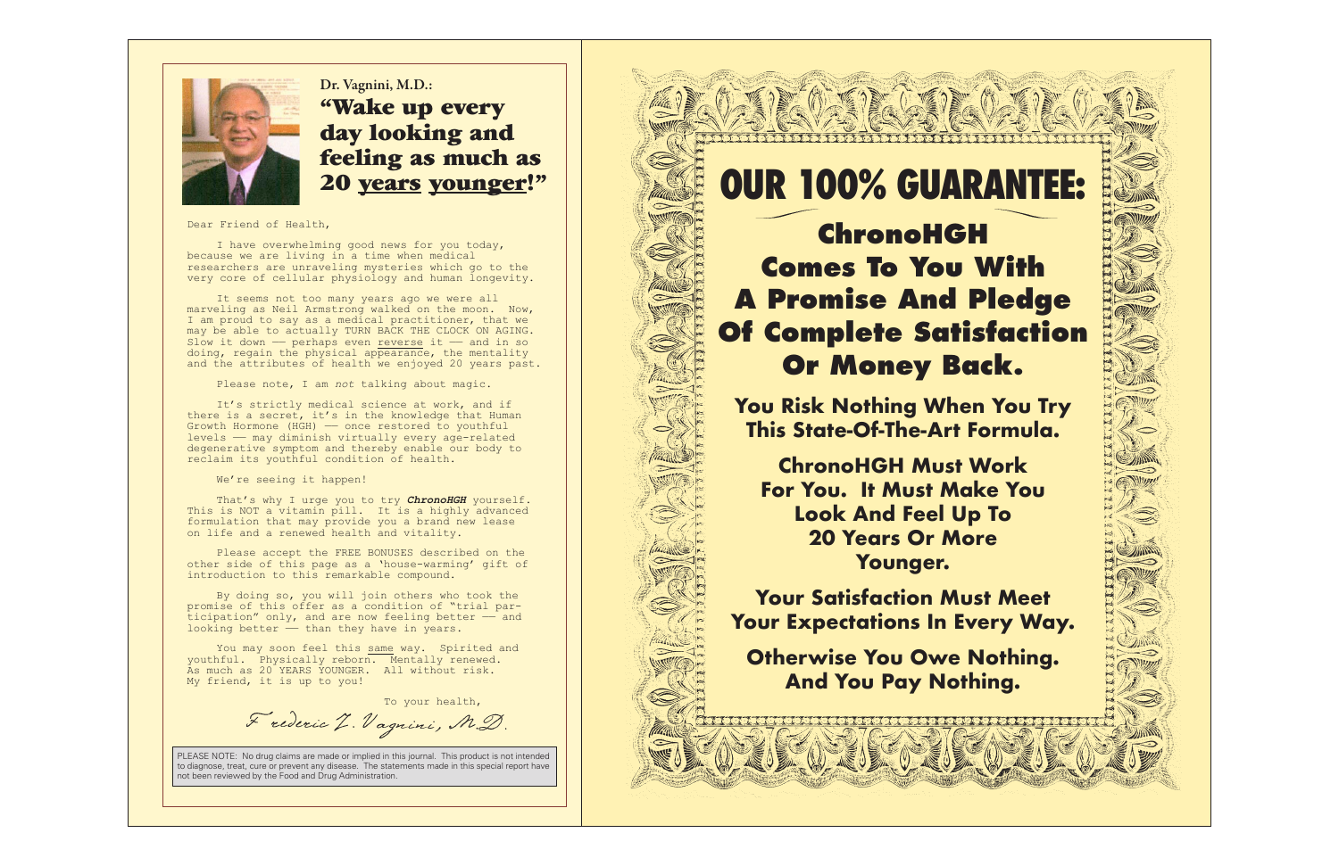Dr. Vagnini, M.D.:

## "Wake up every day looking and feeling as much as 20 years younger!"

Dear Friend of Health,

I have overwhelming good news for you today, because we are living in a time when medical researchers are unraveling mysteries which go to the very core of cellular physiology and human longevity.

It seems not too many years ago we were all marveling as Neil Armstrong walked on the moon. Now, I am proud to say as a medical practitioner, that we may be able to actually TURN BACK THE CLOCK ON AGING. Slow it down — perhaps even reverse it — and in so doing, regain the physical appearance, the mentality and the attributes of health we enjoyed 20 years past.

Please note, I am *not* talking about magic.

It's strictly medical science at work, and if there is a secret, it's in the knowledge that Human Growth Hormone (HGH) — once restored to youthful levels — may diminish virtually every age-related degenerative symptom and thereby enable our body to reclaim its youthful condition of health.

We're seeing it happen!

That's why I urge you to try ***ChronoHGH*** yourself. This is NOT a vitamin pill. It is a highly advanced formulation that may provide you a brand new lease on life and a renewed health and vitality.

Please accept the FREE BONUSES described on the other side of this page as a 'house-warming' gift of introduction to this remarkable compound.

By doing so, you will join others who took the promise of this offer as a condition of "trial participation" only, and are now feeling better — and looking better — than they have in years.

You may soon feel this same way. Spirited and youthful. Physically reborn. Mentally renewed. As much as 20 YEARS YOUNGER. All without risk. My friend, it is up to you!

To your health,

*Frederic J. Vagnini, M.D.*

PLEASE NOTE: No drug claims are made or implied in this journal. This product is not intended to diagnose, treat, cure or prevent any disease. The statements made in this special report have not been reviewed by the Food and Drug Administration.

# OUR 100% GUARANTEE:

## ChronoHGH Comes To You With A Promise And Pledge Of Complete Satisfaction Or Money Back.

**You Risk Nothing When You Try This State-Of-The-Art Formula.**

**ChronoHGH Must Work For You. It Must Make You Look And Feel Up To 20 Years Or More Younger.**

**Your Satisfaction Must Meet Your Expectations In Every Way.**

**Otherwise You Owe Nothing. And You Pay Nothing.**